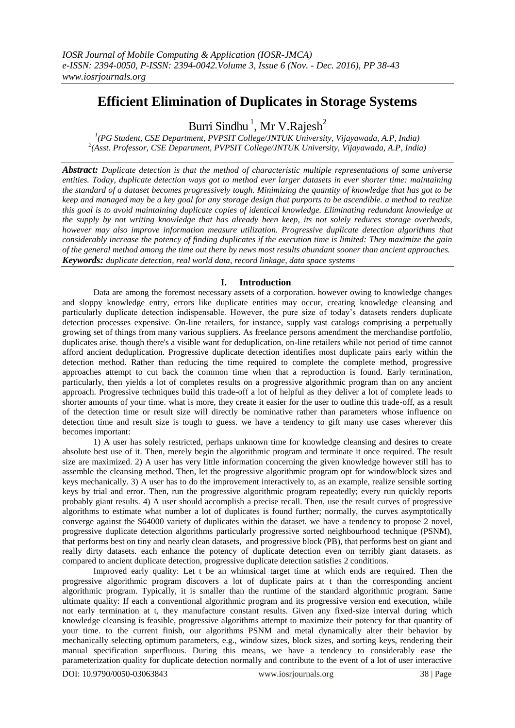# Efficient Elimination of Duplicates in Storage Systems

Burri Sindhu [1], Mr V.Rajesh[2]

[1](PG Student, CSE Department, PVPSIT College/JNTUK University, Vijayawada, A.P, India)
[2](Asst. Professor, CSE Department, PVPSIT College/JNTUK University, Vijayawada, A.P, India)

***Abstract:*** *Duplicate detection is that the method of characteristic multiple representations of same universe entities. Today, duplicate detection ways got to method ever larger datasets in ever shorter time: maintaining the standard of a dataset becomes progressively tough. Minimizing the quantity of knowledge that has got to be keep and managed may be a key goal for any storage design that purports to be ascendible. a method to realize this goal is to avoid maintaining duplicate copies of identical knowledge. Eliminating redundant knowledge at the supply by not writing knowledge that has already been keep, its not solely reduces storage overheads, however may also improve information measure utilization. Progressive duplicate detection algorithms that considerably increase the potency of finding duplicates if the execution time is limited: They maximize the gain of the general method among the time out there by news most results abundant sooner than ancient approaches.*

***Keywords:*** *duplicate detection, real world data, record linkage, data space systems*

## I. Introduction

Data are among the foremost necessary assets of a corporation. however owing to knowledge changes and sloppy knowledge entry, errors like duplicate entities may occur, creating knowledge cleansing and particularly duplicate detection indispensable. However, the pure size of today's datasets renders duplicate detection processes expensive. On-line retailers, for instance, supply vast catalogs comprising a perpetually growing set of things from many various suppliers. As freelance persons amendment the merchandise portfolio, duplicates arise. though there's a visible want for deduplication, on-line retailers while not period of time cannot afford ancient deduplication. Progressive duplicate detection identifies most duplicate pairs early within the detection method. Rather than reducing the time required to complete the complete method, progressive approaches attempt to cut back the common time when that a reproduction is found. Early termination, particularly, then yields a lot of completes results on a progressive algorithmic program than on any ancient approach. Progressive techniques build this trade-off a lot of helpful as they deliver a lot of complete leads to shorter amounts of your time. what is more, they create it easier for the user to outline this trade-off, as a result of the detection time or result size will directly be nominative rather than parameters whose influence on detection time and result size is tough to guess. we have a tendency to gift many use cases wherever this becomes important:

1) A user has solely restricted, perhaps unknown time for knowledge cleansing and desires to create absolute best use of it. Then, merely begin the algorithmic program and terminate it once required. The result size are maximized. 2) A user has very little information concerning the given knowledge however still has to assemble the cleansing method. Then, let the progressive algorithmic program opt for window/block sizes and keys mechanically. 3) A user has to do the improvement interactively to, as an example, realize sensible sorting keys by trial and error. Then, run the progressive algorithmic program repeatedly; every run quickly reports probably giant results. 4) A user should accomplish a precise recall. Then, use the result curves of progressive algorithms to estimate what number a lot of duplicates is found further; normally, the curves asymptotically converge against the $64000 variety of duplicates within the dataset. we have a tendency to propose 2 novel, progressive duplicate detection algorithms particularly progressive sorted neighbourhood technique (PSNM), that performs best on tiny and nearly clean datasets, and progressive block (PB), that performs best on giant and really dirty datasets. each enhance the potency of duplicate detection even on terribly giant datasets. as compared to ancient duplicate detection, progressive duplicate detection satisfies 2 conditions.

Improved early quality: Let t be an whimsical target time at which ends are required. Then the progressive algorithmic program discovers a lot of duplicate pairs at t than the corresponding ancient algorithmic program. Typically, it is smaller than the runtime of the standard algorithmic program. Same ultimate quality: If each a conventional algorithmic program and its progressive version end execution, while not early termination at t, they manufacture constant results. Given any fixed-size interval during which knowledge cleansing is feasible, progressive algorithms attempt to maximize their potency for that quantity of your time. to the current finish, our algorithms PSNM and metal dynamically alter their behavior by mechanically selecting optimum parameters, e.g., window sizes, block sizes, and sorting keys, rendering their manual specification superfluous. During this means, we have a tendency to considerably ease the parameterization quality for duplicate detection normally and contribute to the event of a lot of user interactive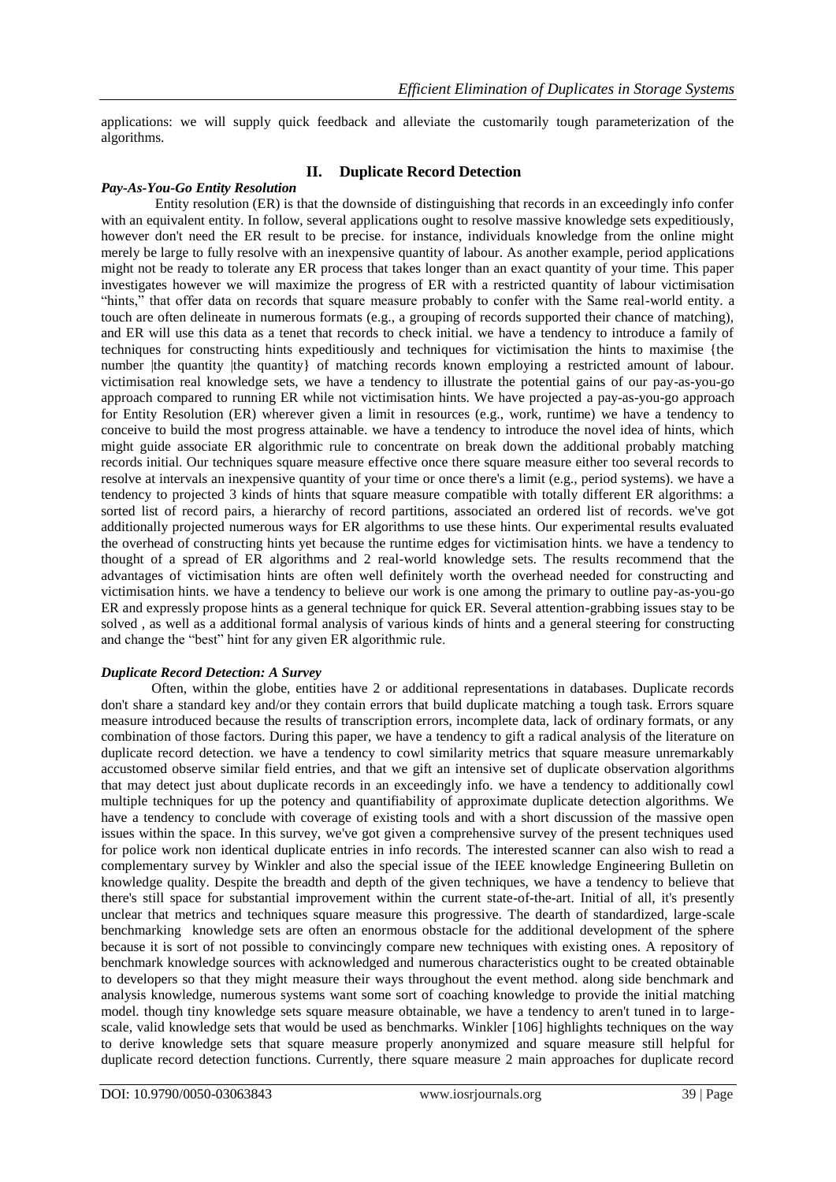applications: we will supply quick feedback and alleviate the customarily tough parameterization of the algorithms.

## II. Duplicate Record Detection

### *Pay-As-You-Go Entity Resolution*

Entity resolution (ER) is that the downside of distinguishing that records in an exceedingly info confer with an equivalent entity. In follow, several applications ought to resolve massive knowledge sets expeditiously, however don't need the ER result to be precise. for instance, individuals knowledge from the online might merely be large to fully resolve with an inexpensive quantity of labour. As another example, period applications might not be ready to tolerate any ER process that takes longer than an exact quantity of your time. This paper investigates however we will maximize the progress of ER with a restricted quantity of labour victimisation "hints," that offer data on records that square measure probably to confer with the Same real-world entity. a touch are often delineate in numerous formats (e.g., a grouping of records supported their chance of matching), and ER will use this data as a tenet that records to check initial. we have a tendency to introduce a family of techniques for constructing hints expeditiously and techniques for victimisation the hints to maximise {the number |the quantity |the quantity} of matching records known employing a restricted amount of labour. victimisation real knowledge sets, we have a tendency to illustrate the potential gains of our pay-as-you-go approach compared to running ER while not victimisation hints. We have projected a pay-as-you-go approach for Entity Resolution (ER) wherever given a limit in resources (e.g., work, runtime) we have a tendency to conceive to build the most progress attainable. we have a tendency to introduce the novel idea of hints, which might guide associate ER algorithmic rule to concentrate on break down the additional probably matching records initial. Our techniques square measure effective once there square measure either too several records to resolve at intervals an inexpensive quantity of your time or once there's a limit (e.g., period systems). we have a tendency to projected 3 kinds of hints that square measure compatible with totally different ER algorithms: a sorted list of record pairs, a hierarchy of record partitions, associated an ordered list of records. we've got additionally projected numerous ways for ER algorithms to use these hints. Our experimental results evaluated the overhead of constructing hints yet because the runtime edges for victimisation hints. we have a tendency to thought of a spread of ER algorithms and 2 real-world knowledge sets. The results recommend that the advantages of victimisation hints are often well definitely worth the overhead needed for constructing and victimisation hints. we have a tendency to believe our work is one among the primary to outline pay-as-you-go ER and expressly propose hints as a general technique for quick ER. Several attention-grabbing issues stay to be solved , as well as a additional formal analysis of various kinds of hints and a general steering for constructing and change the "best" hint for any given ER algorithmic rule.

### *Duplicate Record Detection: A Survey*

Often, within the globe, entities have 2 or additional representations in databases. Duplicate records don't share a standard key and/or they contain errors that build duplicate matching a tough task. Errors square measure introduced because the results of transcription errors, incomplete data, lack of ordinary formats, or any combination of those factors. During this paper, we have a tendency to gift a radical analysis of the literature on duplicate record detection. we have a tendency to cowl similarity metrics that square measure unremarkably accustomed observe similar field entries, and that we gift an intensive set of duplicate observation algorithms that may detect just about duplicate records in an exceedingly info. we have a tendency to additionally cowl multiple techniques for up the potency and quantifiability of approximate duplicate detection algorithms. We have a tendency to conclude with coverage of existing tools and with a short discussion of the massive open issues within the space. In this survey, we've got given a comprehensive survey of the present techniques used for police work non identical duplicate entries in info records. The interested scanner can also wish to read a complementary survey by Winkler and also the special issue of the IEEE knowledge Engineering Bulletin on knowledge quality. Despite the breadth and depth of the given techniques, we have a tendency to believe that there's still space for substantial improvement within the current state-of-the-art. Initial of all, it's presently unclear that metrics and techniques square measure this progressive. The dearth of standardized, large-scale benchmarking knowledge sets are often an enormous obstacle for the additional development of the sphere because it is sort of not possible to convincingly compare new techniques with existing ones. A repository of benchmark knowledge sources with acknowledged and numerous characteristics ought to be created obtainable to developers so that they might measure their ways throughout the event method. along side benchmark and analysis knowledge, numerous systems want some sort of coaching knowledge to provide the initial matching model. though tiny knowledge sets square measure obtainable, we have a tendency to aren't tuned in to large-scale, valid knowledge sets that would be used as benchmarks. Winkler [106] highlights techniques on the way to derive knowledge sets that square measure properly anonymized and square measure still helpful for duplicate record detection functions. Currently, there square measure 2 main approaches for duplicate record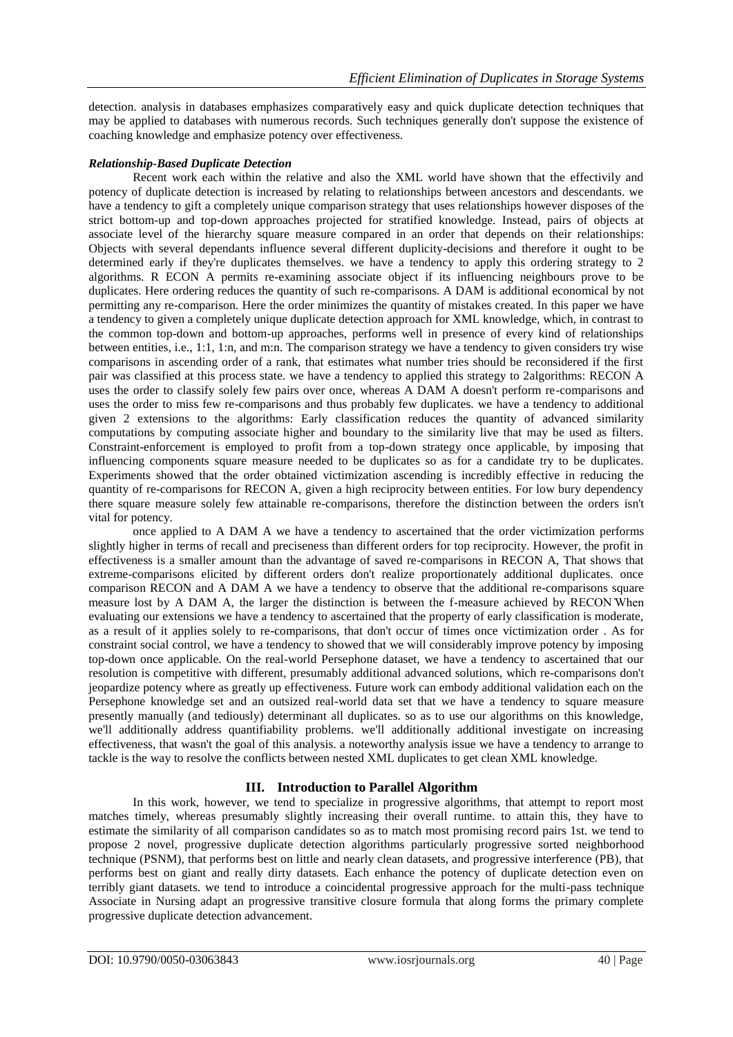detection. analysis in databases emphasizes comparatively easy and quick duplicate detection techniques that may be applied to databases with numerous records. Such techniques generally don't suppose the existence of coaching knowledge and emphasize potency over effectiveness.

### *Relationship-Based Duplicate Detection*

Recent work each within the relative and also the XML world have shown that the effectivily and potency of duplicate detection is increased by relating to relationships between ancestors and descendants. we have a tendency to gift a completely unique comparison strategy that uses relationships however disposes of the strict bottom-up and top-down approaches projected for stratified knowledge. Instead, pairs of objects at associate level of the hierarchy square measure compared in an order that depends on their relationships: Objects with several dependants influence several different duplicity-decisions and therefore it ought to be determined early if they're duplicates themselves. we have a tendency to apply this ordering strategy to 2 algorithms. R ECON A permits re-examining associate object if its influencing neighbours prove to be duplicates. Here ordering reduces the quantity of such re-comparisons. A DAM is additional economical by not permitting any re-comparison. Here the order minimizes the quantity of mistakes created. In this paper we have a tendency to given a completely unique duplicate detection approach for XML knowledge, which, in contrast to the common top-down and bottom-up approaches, performs well in presence of every kind of relationships between entities, i.e., 1:1, 1:n, and m:n. The comparison strategy we have a tendency to given considers try wise comparisons in ascending order of a rank, that estimates what number tries should be reconsidered if the first pair was classified at this process state. we have a tendency to applied this strategy to 2algorithms: RECON A uses the order to classify solely few pairs over once, whereas A DAM A doesn't perform re-comparisons and uses the order to miss few re-comparisons and thus probably few duplicates. we have a tendency to additional given 2 extensions to the algorithms: Early classification reduces the quantity of advanced similarity computations by computing associate higher and boundary to the similarity live that may be used as filters. Constraint-enforcement is employed to profit from a top-down strategy once applicable, by imposing that influencing components square measure needed to be duplicates so as for a candidate try to be duplicates. Experiments showed that the order obtained victimization ascending is incredibly effective in reducing the quantity of re-comparisons for RECON A, given a high reciprocity between entities. For low bury dependency there square measure solely few attainable re-comparisons, therefore the distinction between the orders isn't vital for potency.

once applied to A DAM A we have a tendency to ascertained that the order victimization performs slightly higher in terms of recall and preciseness than different orders for top reciprocity. However, the profit in effectiveness is a smaller amount than the advantage of saved re-comparisons in RECON A, That shows that extreme-comparisons elicited by different orders don't realize proportionately additional duplicates. once comparison RECON and A DAM A we have a tendency to observe that the additional re-comparisons square measure lost by A DAM A, the larger the distinction is between the f-measure achieved by RECON When evaluating our extensions we have a tendency to ascertained that the property of early classification is moderate, as a result of it applies solely to re-comparisons, that don't occur of times once victimization order . As for constraint social control, we have a tendency to showed that we will considerably improve potency by imposing top-down once applicable. On the real-world Persephone dataset, we have a tendency to ascertained that our resolution is competitive with different, presumably additional advanced solutions, which re-comparisons don't jeopardize potency where as greatly up effectiveness. Future work can embody additional validation each on the Persephone knowledge set and an outsized real-world data set that we have a tendency to square measure presently manually (and tediously) determinant all duplicates. so as to use our algorithms on this knowledge, we'll additionally address quantifiability problems. we'll additionally additional investigate on increasing effectiveness, that wasn't the goal of this analysis. a noteworthy analysis issue we have a tendency to arrange to tackle is the way to resolve the conflicts between nested XML duplicates to get clean XML knowledge.

## III. Introduction to Parallel Algorithm

In this work, however, we tend to specialize in progressive algorithms, that attempt to report most matches timely, whereas presumably slightly increasing their overall runtime. to attain this, they have to estimate the similarity of all comparison candidates so as to match most promising record pairs 1st. we tend to propose 2 novel, progressive duplicate detection algorithms particularly progressive sorted neighborhood technique (PSNM), that performs best on little and nearly clean datasets, and progressive interference (PB), that performs best on giant and really dirty datasets. Each enhance the potency of duplicate detection even on terribly giant datasets. we tend to introduce a coincidental progressive approach for the multi-pass technique Associate in Nursing adapt an progressive transitive closure formula that along forms the primary complete progressive duplicate detection advancement.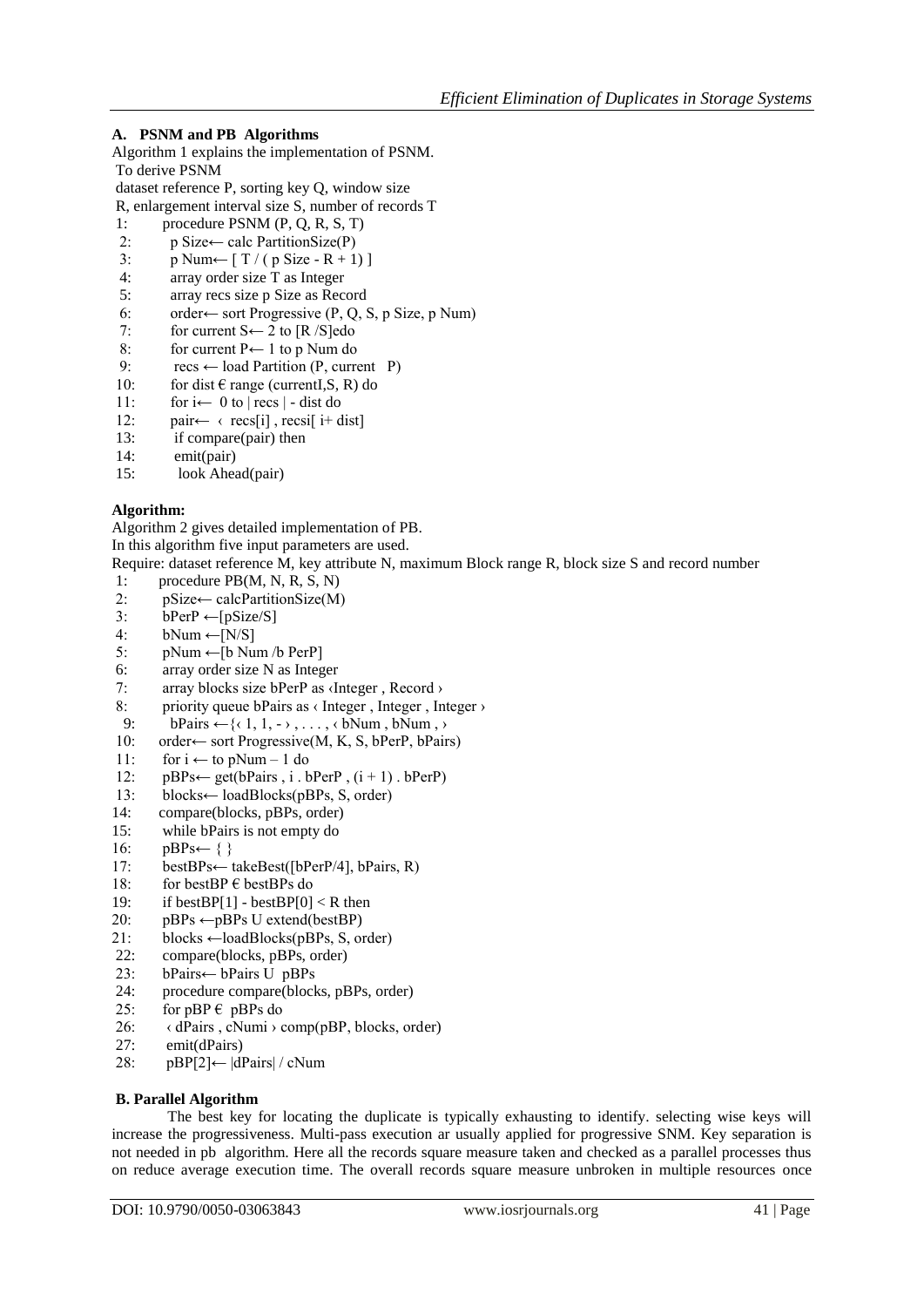### A. PSNM and PB Algorithms

Algorithm 1 explains the implementation of PSNM.
To derive PSNM
dataset reference P, sorting key Q, window size
R, enlargement interval size S, number of records T

```
 1:     procedure PSNM (P, Q, R, S, T)
 2:       p Size← calc PartitionSize(P)
 3:       p Num← [ T / ( p Size - R + 1) ]
 4:       array order size T as Integer
 5:       array recs size p Size as Record
 6:       order← sort Progressive (P, Q, S, p Size, p Num)
 7:       for current S← 2 to [R /S]edo
 8:       for current P← 1 to p Num do
 9:        recs ← load Partition (P, current   P)
10:       for dist € range (currentI,S, R) do
11:       for i←  0 to | recs | - dist do
12:       pair←  ‹ recs[i] , recsi[ i+ dist]
13:        if compare(pair) then
14:        emit(pair)
15:         look Ahead(pair)
```

**Algorithm:**

Algorithm 2 gives detailed implementation of PB.
In this algorithm five input parameters are used.
Require: dataset reference M, key attribute N, maximum Block range R, block size S and record number

```
 1:     procedure PB(M, N, R, S, N)
 2:      pSize← calcPartitionSize(M)
 3:      bPerP ←[pSize/S]
 4:      bNum ←[N/S]
 5:      pNum ←[b Num /b PerP]
 6:      array order size N as Integer
 7:      array blocks size bPerP as ‹Integer , Record ›
 8:      priority queue bPairs as ‹ Integer , Integer , Integer ›
 9:       bPairs ←{‹ 1, 1, - › , . . . , ‹ bNum , bNum , ›
10:     order← sort Progressive(M, K, S, bPerP, bPairs)
11:      for i ← to pNum – 1 do
12:      pBPs← get(bPairs , i . bPerP , (i + 1) . bPerP)
13:      blocks← loadBlocks(pBPs, S, order)
14:     compare(blocks, pBPs, order)
15:      while bPairs is not empty do
16:      pBPs← { }
17:      bestBPs← takeBest([bPerP/4], bPairs, R)
18:      for bestBP € bestBPs do
19:      if bestBP[1] - bestBP[0] < R then
20:      pBPs ←pBPs U extend(bestBP)
21:      blocks ←loadBlocks(pBPs, S, order)
22:      compare(blocks, pBPs, order)
23:      bPairs← bPairs U  pBPs
24:      procedure compare(blocks, pBPs, order)
25:      for pBP €  pBPs do
26:      ‹ dPairs , cNumi › comp(pBP, blocks, order)
27:       emit(dPairs)
28:       pBP[2]← |dPairs| / cNum
```

### B. Parallel Algorithm

The best key for locating the duplicate is typically exhausting to identify. selecting wise keys will increase the progressiveness. Multi-pass execution ar usually applied for progressive SNM. Key separation is not needed in pb algorithm. Here all the records square measure taken and checked as a parallel processes thus on reduce average execution time. The overall records square measure unbroken in multiple resources once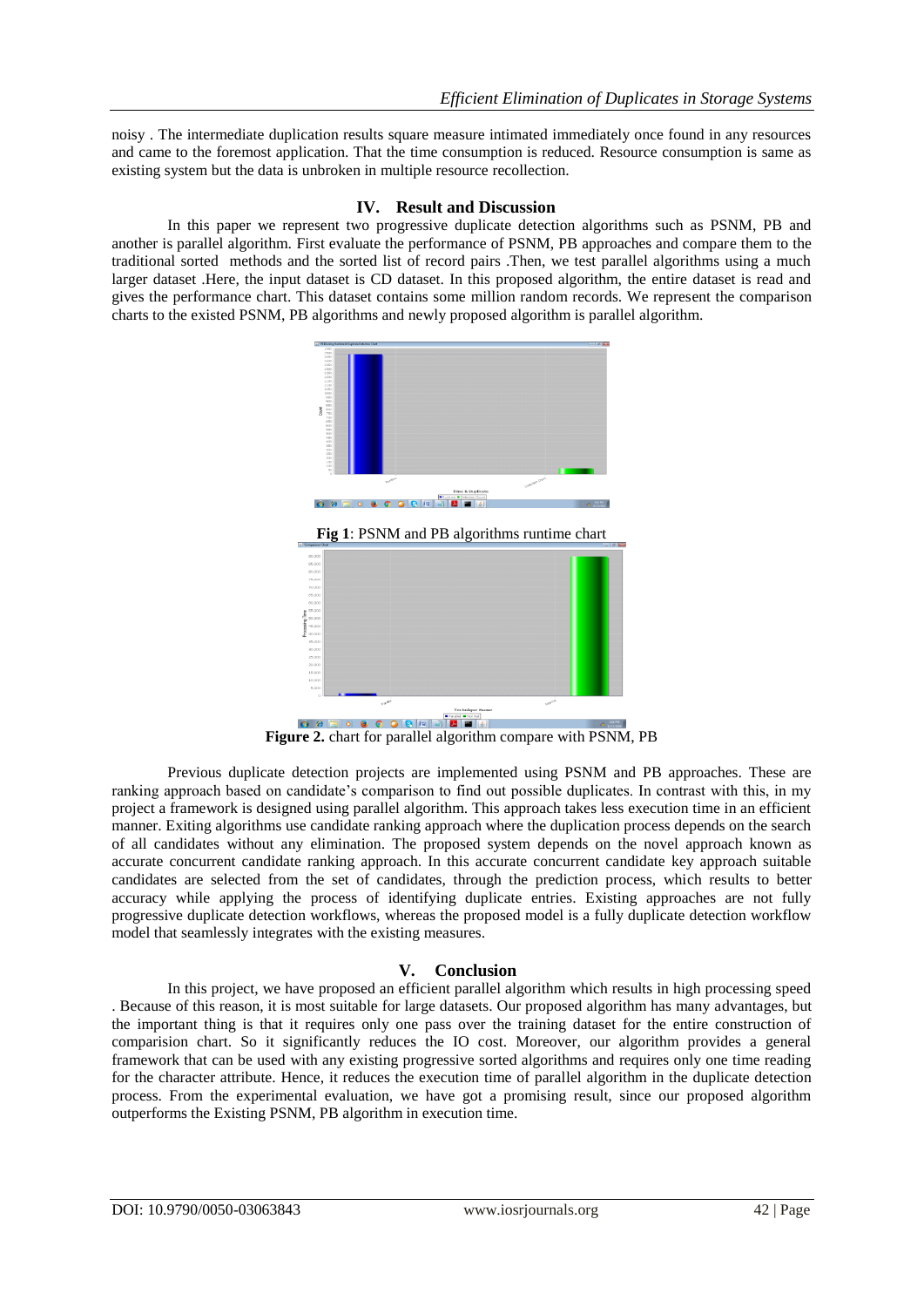noisy . The intermediate duplication results square measure intimated immediately once found in any resources and came to the foremost application. That the time consumption is reduced. Resource consumption is same as existing system but the data is unbroken in multiple resource recollection.

## IV. Result and Discussion

In this paper we represent two progressive duplicate detection algorithms such as PSNM, PB and another is parallel algorithm. First evaluate the performance of PSNM, PB approaches and compare them to the traditional sorted methods and the sorted list of record pairs .Then, we test parallel algorithms using a much larger dataset .Here, the input dataset is CD dataset. In this proposed algorithm, the entire dataset is read and gives the performance chart. This dataset contains some million random records. We represent the comparison charts to the existed PSNM, PB algorithms and newly proposed algorithm is parallel algorithm.

**Fig 1**: PSNM and PB algorithms runtime chart

**Figure 2.** chart for parallel algorithm compare with PSNM, PB

Previous duplicate detection projects are implemented using PSNM and PB approaches. These are ranking approach based on candidate's comparison to find out possible duplicates. In contrast with this, in my project a framework is designed using parallel algorithm. This approach takes less execution time in an efficient manner. Exiting algorithms use candidate ranking approach where the duplication process depends on the search of all candidates without any elimination. The proposed system depends on the novel approach known as accurate concurrent candidate ranking approach. In this accurate concurrent candidate key approach suitable candidates are selected from the set of candidates, through the prediction process, which results to better accuracy while applying the process of identifying duplicate entries. Existing approaches are not fully progressive duplicate detection workflows, whereas the proposed model is a fully duplicate detection workflow model that seamlessly integrates with the existing measures.

## V. Conclusion

In this project, we have proposed an efficient parallel algorithm which results in high processing speed . Because of this reason, it is most suitable for large datasets. Our proposed algorithm has many advantages, but the important thing is that it requires only one pass over the training dataset for the entire construction of comparision chart. So it significantly reduces the IO cost. Moreover, our algorithm provides a general framework that can be used with any existing progressive sorted algorithms and requires only one time reading for the character attribute. Hence, it reduces the execution time of parallel algorithm in the duplicate detection process. From the experimental evaluation, we have got a promising result, since our proposed algorithm outperforms the Existing PSNM, PB algorithm in execution time.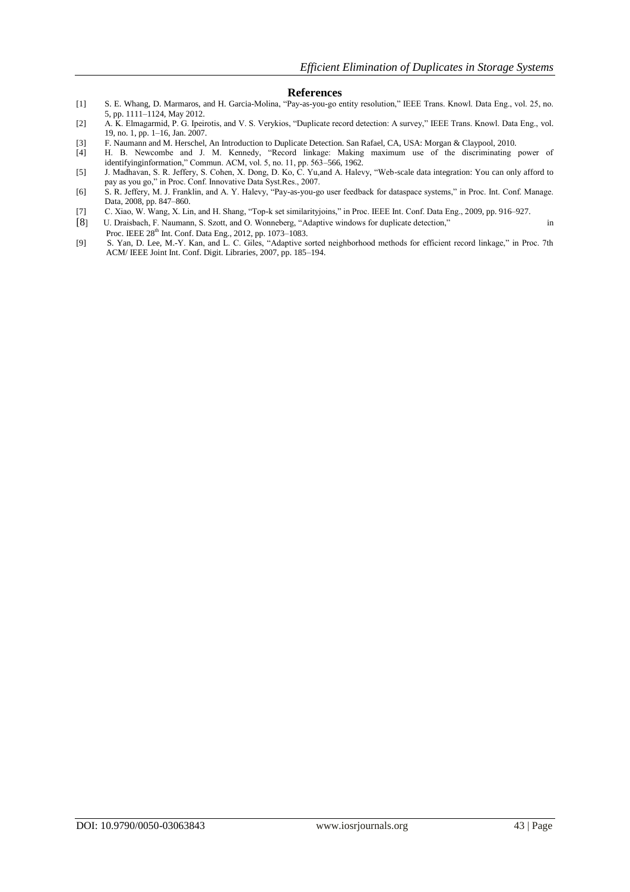## References

[1] S. E. Whang, D. Marmaros, and H. Garcia-Molina, "Pay-as-you-go entity resolution," IEEE Trans. Knowl. Data Eng., vol. 25, no. 5, pp. 1111–1124, May 2012.

[2] A. K. Elmagarmid, P. G. Ipeirotis, and V. S. Verykios, "Duplicate record detection: A survey," IEEE Trans. Knowl. Data Eng., vol. 19, no. 1, pp. 1–16, Jan. 2007.

[3] F. Naumann and M. Herschel, An Introduction to Duplicate Detection. San Rafael, CA, USA: Morgan & Claypool, 2010.

[4] H. B. Newcombe and J. M. Kennedy, "Record linkage: Making maximum use of the discriminating power of identifyinginformation," Commun. ACM, vol. 5, no. 11, pp. 563–566, 1962.

[5] J. Madhavan, S. R. Jeffery, S. Cohen, X. Dong, D. Ko, C. Yu,and A. Halevy, "Web-scale data integration: You can only afford to pay as you go," in Proc. Conf. Innovative Data Syst.Res., 2007.

[6] S. R. Jeffery, M. J. Franklin, and A. Y. Halevy, "Pay-as-you-go user feedback for dataspace systems," in Proc. Int. Conf. Manage. Data, 2008, pp. 847–860.

[7] C. Xiao, W. Wang, X. Lin, and H. Shang, "Top-k set similarityjoins," in Proc. IEEE Int. Conf. Data Eng., 2009, pp. 916–927.

[8] U. Draisbach, F. Naumann, S. Szott, and O. Wonneberg, "Adaptive windows for duplicate detection," in Proc. IEEE 28th Int. Conf. Data Eng., 2012, pp. 1073–1083.

[9] S. Yan, D. Lee, M.-Y. Kan, and L. C. Giles, "Adaptive sorted neighborhood methods for efficient record linkage," in Proc. 7th ACM/ IEEE Joint Int. Conf. Digit. Libraries, 2007, pp. 185–194.